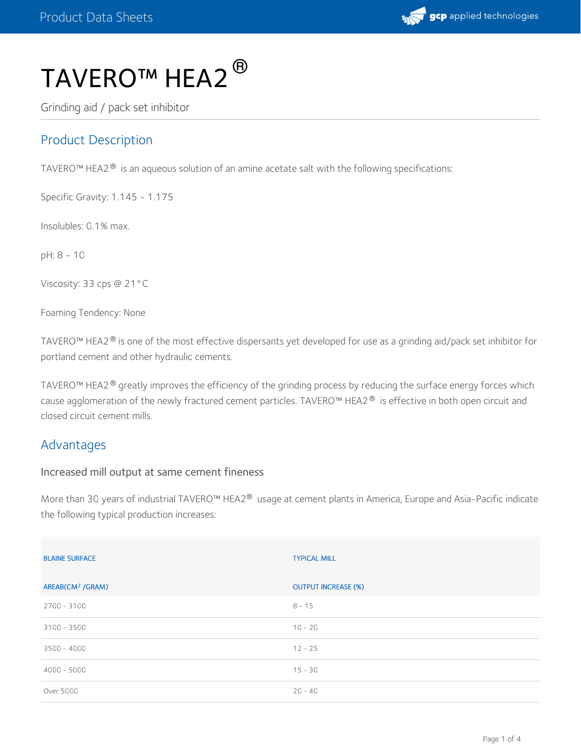# TAVERO™ HEA2®

Grinding aid / pack set inhibitor

## Product Description

TAVERO™ HEA2® is an aqueous solution of an amine acetate salt with the following specifications:

Specific Gravity: 1.145 - 1.175

Insolubles: 0.1% max.

pH: 8 - 10

Viscosity: 33 cps @ 21°C

Foaming Tendency: None

TAVERO™ HEA2® is one of the most effective dispersants yet developed for use as a grinding aid/pack set inhibitor for portland cement and other hydraulic cements.

TAVERO™ HEA2® greatly improves the efficiency of the grinding process by reducing the surface energy forces which cause agglomeration of the newly fractured cement particles. TAVERO™ HEA2® is effective in both open circuit and closed circuit cement mills.

## Advantages

### Increased mill output at same cement fineness

More than 30 years of industrial TAVERO™ HEA2® usage at cement plants in America, Europe and Asia-Pacific indicate the following typical production increases:

| BLAINE SURFACE AREAB($CM^2$ /GRAM) | TYPICAL MILL OUTPUT INCREASE (%) |
|---|---|
| 2700 - 3100 | 8 - 15 |
| 3100 - 3500 | 10 - 20 |
| 3500 - 4000 | 12 - 25 |
| 4000 - 5000 | 15 - 30 |
| Over 5000 | 20 - 40 |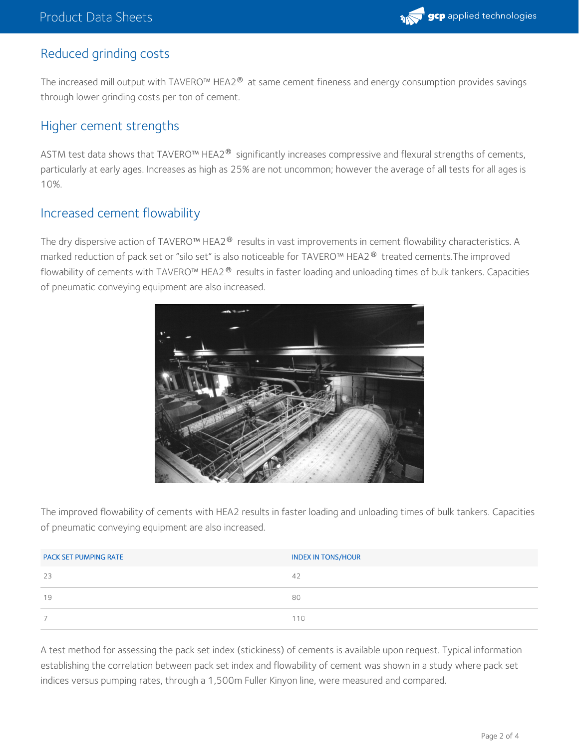## Reduced grinding costs

The increased mill output with TAVERO™ HEA2® at same cement fineness and energy consumption provides savings through lower grinding costs per ton of cement.

## Higher cement strengths

ASTM test data shows that TAVERO™ HEA2® significantly increases compressive and flexural strengths of cements, particularly at early ages. Increases as high as 25% are not uncommon; however the average of all tests for all ages is 10%.

## Increased cement flowability

The dry dispersive action of TAVERO™ HEA2® results in vast improvements in cement flowability characteristics. A marked reduction of pack set or "silo set" is also noticeable for TAVERO™ HEA2® treated cements.The improved flowability of cements with TAVERO™ HEA2® results in faster loading and unloading times of bulk tankers. Capacities of pneumatic conveying equipment are also increased.

The improved flowability of cements with HEA2 results in faster loading and unloading times of bulk tankers. Capacities of pneumatic conveying equipment are also increased.

| PACK SET PUMPING RATE | INDEX IN TONS/HOUR |
|---|---|
| 23 | 42 |
| 19 | 80 |
| 7 | 110 |

A test method for assessing the pack set index (stickiness) of cements is available upon request. Typical information establishing the correlation between pack set index and flowability of cement was shown in a study where pack set indices versus pumping rates, through a 1,500m Fuller Kinyon line, were measured and compared.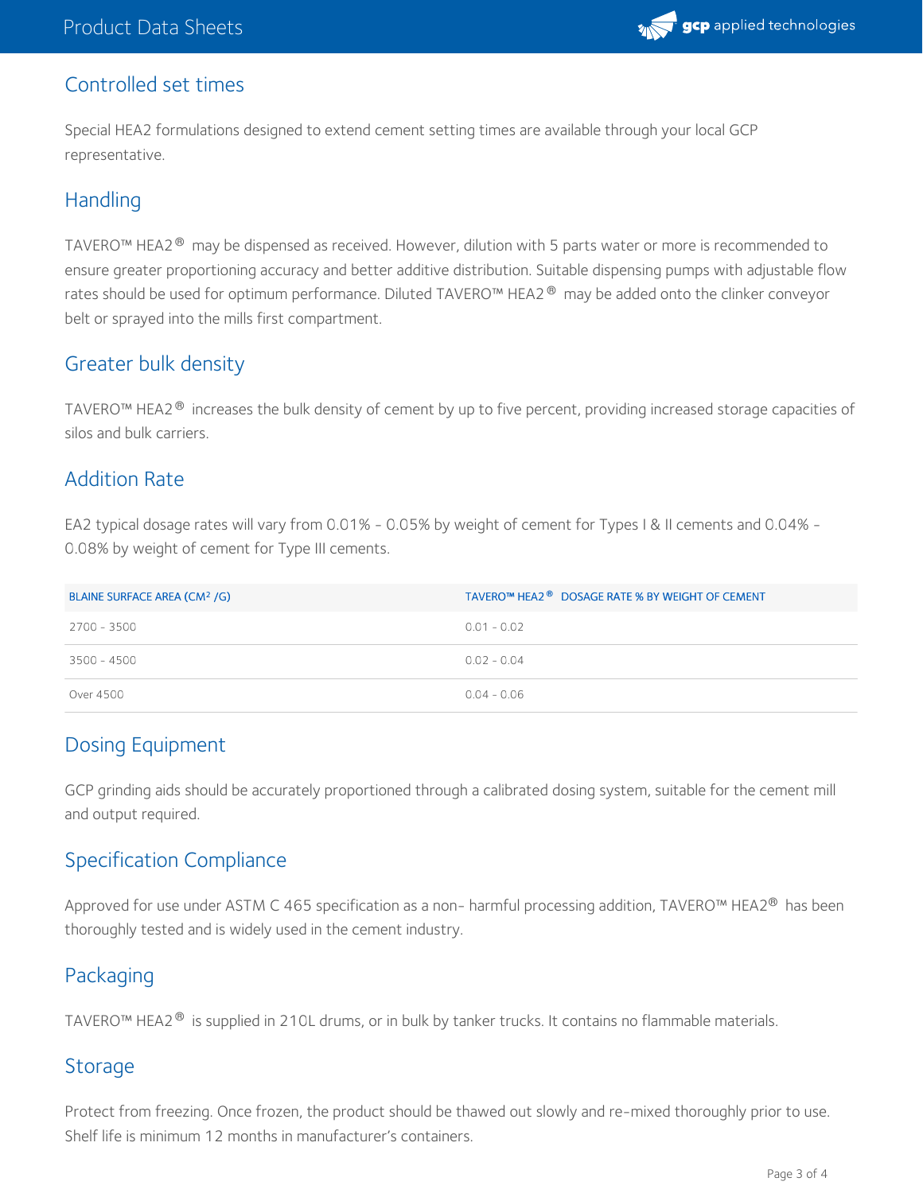## Controlled set times

Special HEA2 formulations designed to extend cement setting times are available through your local GCP representative.

## Handling

TAVERO™ HEA2® may be dispensed as received. However, dilution with 5 parts water or more is recommended to ensure greater proportioning accuracy and better additive distribution. Suitable dispensing pumps with adjustable flow rates should be used for optimum performance. Diluted TAVERO™ HEA2® may be added onto the clinker conveyor belt or sprayed into the mills first compartment.

## Greater bulk density

TAVERO™ HEA2® increases the bulk density of cement by up to five percent, providing increased storage capacities of silos and bulk carriers.

## Addition Rate

EA2 typical dosage rates will vary from 0.01% - 0.05% by weight of cement for Types I & II cements and 0.04% - 0.08% by weight of cement for Type III cements.

| BLAINE SURFACE AREA ($CM^2$ /G) | TAVERO™ HEA2® DOSAGE RATE % BY WEIGHT OF CEMENT |
| --- | --- |
| 2700 - 3500 | 0.01 - 0.02 |
| 3500 - 4500 | 0.02 - 0.04 |
| Over 4500 | 0.04 - 0.06 |

## Dosing Equipment

GCP grinding aids should be accurately proportioned through a calibrated dosing system, suitable for the cement mill and output required.

## Specification Compliance

Approved for use under ASTM C 465 specification as a non- harmful processing addition, TAVERO™ HEA2® has been thoroughly tested and is widely used in the cement industry.

## Packaging

TAVERO™ HEA2® is supplied in 210L drums, or in bulk by tanker trucks. It contains no flammable materials.

## Storage

Protect from freezing. Once frozen, the product should be thawed out slowly and re-mixed thoroughly prior to use. Shelf life is minimum 12 months in manufacturer's containers.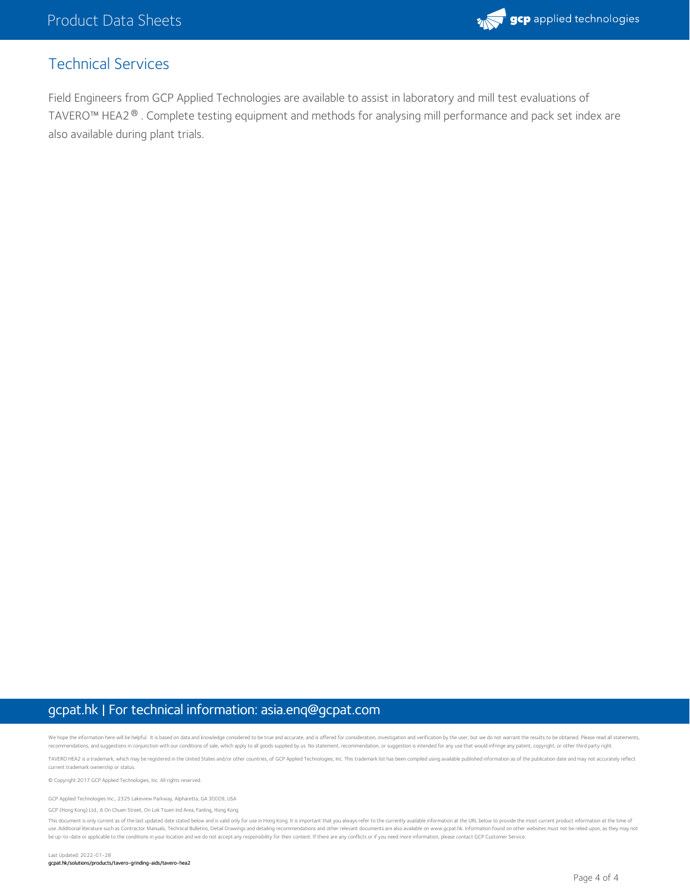## Technical Services

Field Engineers from GCP Applied Technologies are available to assist in laboratory and mill test evaluations of TAVERO™ HEA2®. Complete testing equipment and methods for analysing mill performance and pack set index are also available during plant trials.

gcpat.hk | For technical information: asia.enq@gcpat.com

We hope the information here will be helpful. It is based on data and knowledge considered to be true and accurate, and is offered for consideration, investigation and verification by the user, but we do not warrant the results to be obtained. Please read all statements, recommendations, and suggestions in conjunction with our conditions of sale, which apply to all goods supplied by us. No statement, recommendation, or suggestion is intended for any use that would infringe any patent, copyright, or other third party right.

TAVERO HEA2 is a trademark, which may be registered in the United States and/or other countries, of GCP Applied Technologies, Inc. This trademark list has been compiled using available published information as of the publication date and may not accurately reflect current trademark ownership or status.

© Copyright 2017 GCP Applied Technologies, Inc. All rights reserved.

GCP Applied Technologies Inc., 2325 Lakeview Parkway, Alpharetta, GA 30009, USA

GCP (Hong Kong) Ltd., 6 On Chuen Street, On Lok Tsuen Ind Area, Fanling, Hong Kong

This document is only current as of the last updated date stated below and is valid only for use in Hong Kong. It is important that you always refer to the currently available information at the URL below to provide the most current product information at the time of use. Additional literature such as Contractor Manuals, Technical Bulletins, Detail Drawings and detailing recommendations and other relevant documents are also available on www.gcpat.hk. Information found on other websites must not be relied upon, as they may not be up-to-date or applicable to the conditions in your location and we do not accept any responsibility for their content. If there are any conflicts or if you need more information, please contact GCP Customer Service.

Last Updated: 2022-01-28

gcpat.hk/solutions/products/tavero-grinding-aids/tavero-hea2